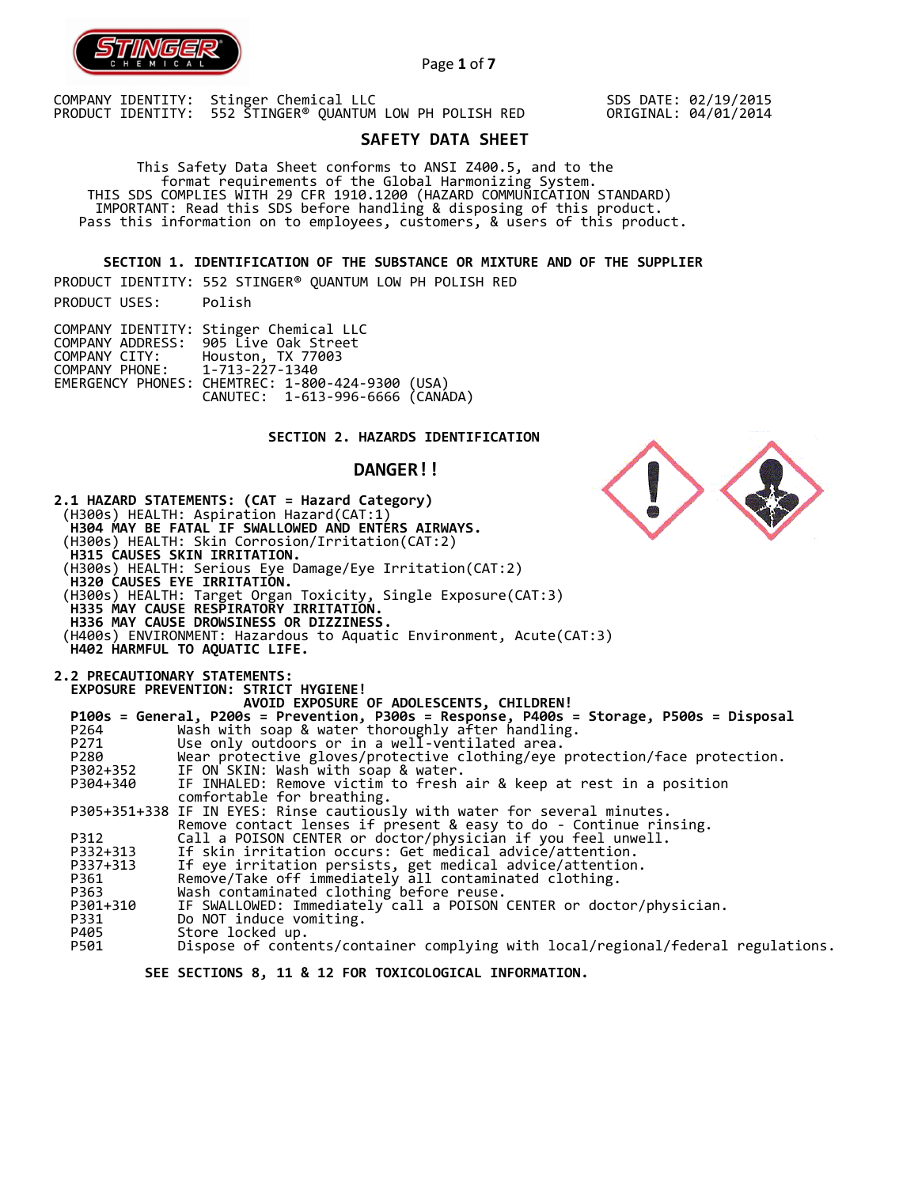COMPANY IDENTITY: Stinger Chemical LLC
PRODUCT IDENTITY: 552 STINGER® QUANTUM LOW PH POLISH RED

SDS DATE: 02/19/2015
ORIGINAL: 04/01/2014

# SAFETY DATA SHEET

This Safety Data Sheet conforms to ANSI Z400.5, and to the format requirements of the Global Harmonizing System.
THIS SDS COMPLIES WITH 29 CFR 1910.1200 (HAZARD COMMUNICATION STANDARD)
IMPORTANT: Read this SDS before handling & disposing of this product.
Pass this information on to employees, customers, & users of this product.

## SECTION 1. IDENTIFICATION OF THE SUBSTANCE OR MIXTURE AND OF THE SUPPLIER

PRODUCT IDENTITY: 552 STINGER® QUANTUM LOW PH POLISH RED

PRODUCT USES: Polish

COMPANY IDENTITY: Stinger Chemical LLC
COMPANY ADDRESS: 905 Live Oak Street
COMPANY CITY: Houston, TX 77003
COMPANY PHONE: 1-713-227-1340
EMERGENCY PHONES: CHEMTREC: 1-800-424-9300 (USA)
CANUTEC: 1-613-996-6666 (CANADA)

## SECTION 2. HAZARDS IDENTIFICATION

**DANGER!!**

**2.1 HAZARD STATEMENTS: (CAT = Hazard Category)**

(H300s) HEALTH: Aspiration Hazard(CAT:1)
**H304 MAY BE FATAL IF SWALLOWED AND ENTERS AIRWAYS.**
(H300s) HEALTH: Skin Corrosion/Irritation(CAT:2)
**H315 CAUSES SKIN IRRITATION.**
(H300s) HEALTH: Serious Eye Damage/Eye Irritation(CAT:2)
**H320 CAUSES EYE IRRITATION.**
(H300s) HEALTH: Target Organ Toxicity, Single Exposure(CAT:3)
**H335 MAY CAUSE RESPIRATORY IRRITATION.**
**H336 MAY CAUSE DROWSINESS OR DIZZINESS.**
(H400s) ENVIRONMENT: Hazardous to Aquatic Environment, Acute(CAT:3)
**H402 HARMFUL TO AQUATIC LIFE.**

**2.2 PRECAUTIONARY STATEMENTS:**

**EXPOSURE PREVENTION: STRICT HYGIENE!**
**AVOID EXPOSURE OF ADOLESCENTS, CHILDREN!**

**P100s = General, P200s = Prevention, P300s = Response, P400s = Storage, P500s = Disposal**

| | |
|---|---|
| P264 | Wash with soap & water thoroughly after handling. |
| P271 | Use only outdoors or in a well-ventilated area. |
| P280 | Wear protective gloves/protective clothing/eye protection/face protection. |
| P302+352 | IF ON SKIN: Wash with soap & water. |
| P304+340 | IF INHALED: Remove victim to fresh air & keep at rest in a position comfortable for breathing. |
| P305+351+338 | IF IN EYES: Rinse cautiously with water for several minutes. Remove contact lenses if present & easy to do - Continue rinsing. |
| P312 | Call a POISON CENTER or doctor/physician if you feel unwell. |
| P332+313 | If skin irritation occurs: Get medical advice/attention. |
| P337+313 | If eye irritation persists, get medical advice/attention. |
| P361 | Remove/Take off immediately all contaminated clothing. |
| P363 | Wash contaminated clothing before reuse. |
| P301+310 | IF SWALLOWED: Immediately call a POISON CENTER or doctor/physician. |
| P331 | Do NOT induce vomiting. |
| P405 | Store locked up. |
| P501 | Dispose of contents/container complying with local/regional/federal regulations. |

**SEE SECTIONS 8, 11 & 12 FOR TOXICOLOGICAL INFORMATION.**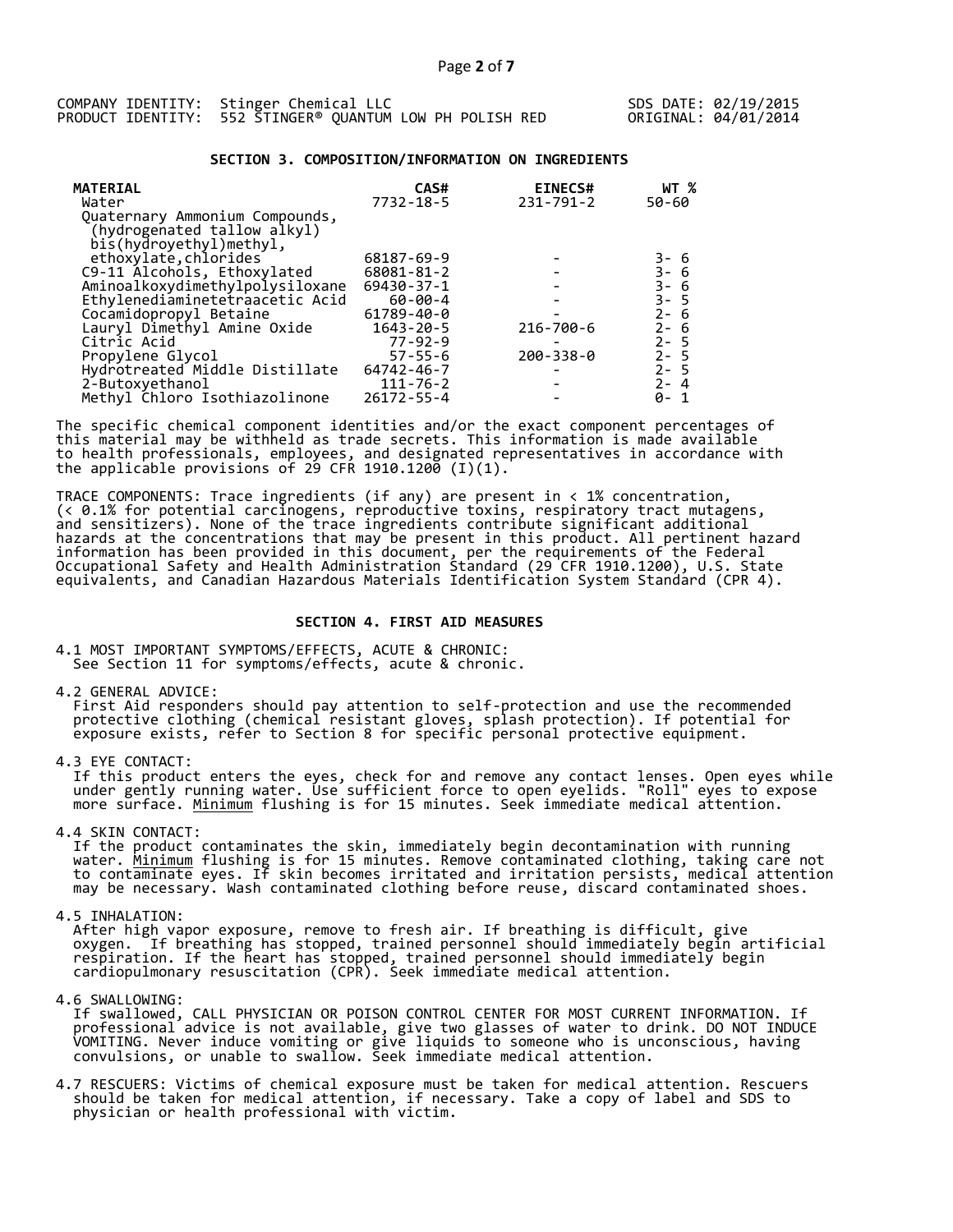COMPANY IDENTITY: Stinger Chemical LLC SDS DATE: 02/19/2015
PRODUCT IDENTITY: 552 STINGER® QUANTUM LOW PH POLISH RED ORIGINAL: 04/01/2014

## SECTION 3. COMPOSITION/INFORMATION ON INGREDIENTS

| MATERIAL | CAS# | EINECS# | WT % |
|---|---|---|---|
| Water | 7732-18-5 | 231-791-2 | 50-60 |
| Quaternary Ammonium Compounds, (hydrogenated tallow alkyl) bis(hydroyethyl)methyl, ethoxylate,chlorides | 68187-69-9 | - | 3- 6 |
| C9-11 Alcohols, Ethoxylated | 68081-81-2 | - | 3- 6 |
| Aminoalkoxydimethylpolysiloxane | 69430-37-1 | - | 3- 6 |
| Ethylenediaminetetraacetic Acid | 60-00-4 | - | 3- 5 |
| Cocamidopropyl Betaine | 61789-40-0 | - | 2- 6 |
| Lauryl Dimethyl Amine Oxide | 1643-20-5 | 216-700-6 | 2- 6 |
| Citric Acid | 77-92-9 | - | 2- 5 |
| Propylene Glycol | 57-55-6 | 200-338-0 | 2- 5 |
| Hydrotreated Middle Distillate | 64742-46-7 | - | 2- 5 |
| 2-Butoxyethanol | 111-76-2 | - | 2- 4 |
| Methyl Chloro Isothiazolinone | 26172-55-4 | - | 0- 1 |

The specific chemical component identities and/or the exact component percentages of this material may be withheld as trade secrets. This information is made available to health professionals, employees, and designated representatives in accordance with the applicable provisions of 29 CFR 1910.1200 (I)(1).

TRACE COMPONENTS: Trace ingredients (if any) are present in < 1% concentration, (< 0.1% for potential carcinogens, reproductive toxins, respiratory tract mutagens, and sensitizers). None of the trace ingredients contribute significant additional hazards at the concentrations that may be present in this product. All pertinent hazard information has been provided in this document, per the requirements of the Federal Occupational Safety and Health Administration Standard (29 CFR 1910.1200), U.S. State equivalents, and Canadian Hazardous Materials Identification System Standard (CPR 4).

## SECTION 4. FIRST AID MEASURES

4.1 MOST IMPORTANT SYMPTOMS/EFFECTS, ACUTE & CHRONIC:
See Section 11 for symptoms/effects, acute & chronic.

4.2 GENERAL ADVICE:
First Aid responders should pay attention to self-protection and use the recommended protective clothing (chemical resistant gloves, splash protection). If potential for exposure exists, refer to Section 8 for specific personal protective equipment.

4.3 EYE CONTACT:
If this product enters the eyes, check for and remove any contact lenses. Open eyes while under gently running water. Use sufficient force to open eyelids. "Roll" eyes to expose more surface. Minimum flushing is for 15 minutes. Seek immediate medical attention.

4.4 SKIN CONTACT:
If the product contaminates the skin, immediately begin decontamination with running water. Minimum flushing is for 15 minutes. Remove contaminated clothing, taking care not to contaminate eyes. If skin becomes irritated and irritation persists, medical attention may be necessary. Wash contaminated clothing before reuse, discard contaminated shoes.

4.5 INHALATION:
After high vapor exposure, remove to fresh air. If breathing is difficult, give oxygen. If breathing has stopped, trained personnel should immediately begin artificial respiration. If the heart has stopped, trained personnel should immediately begin cardiopulmonary resuscitation (CPR). Seek immediate medical attention.

4.6 SWALLOWING:
If swallowed, CALL PHYSICIAN OR POISON CONTROL CENTER FOR MOST CURRENT INFORMATION. If professional advice is not available, give two glasses of water to drink. DO NOT INDUCE VOMITING. Never induce vomiting or give liquids to someone who is unconscious, having convulsions, or unable to swallow. Seek immediate medical attention.

4.7 RESCUERS: Victims of chemical exposure must be taken for medical attention. Rescuers should be taken for medical attention, if necessary. Take a copy of label and SDS to physician or health professional with victim.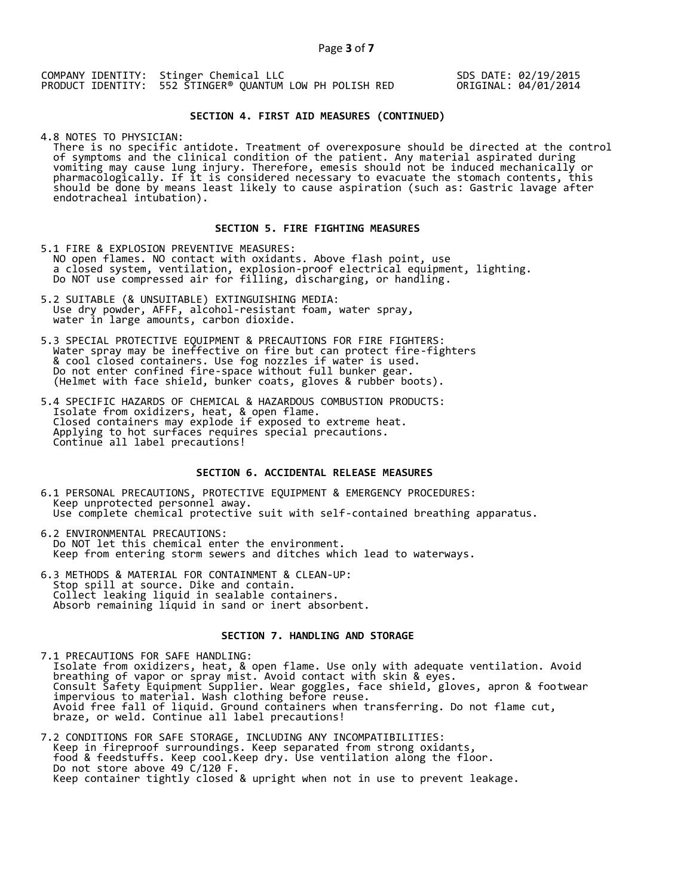COMPANY IDENTITY: Stinger Chemical LLC
PRODUCT IDENTITY: 552 STINGER® QUANTUM LOW PH POLISH RED

SDS DATE: 02/19/2015
ORIGINAL: 04/01/2014

## SECTION 4. FIRST AID MEASURES (CONTINUED)

4.8 NOTES TO PHYSICIAN:
There is no specific antidote. Treatment of overexposure should be directed at the control of symptoms and the clinical condition of the patient. Any material aspirated during vomiting may cause lung injury. Therefore, emesis should not be induced mechanically or pharmacologically. If it is considered necessary to evacuate the stomach contents, this should be done by means least likely to cause aspiration (such as: Gastric lavage after endotracheal intubation).

## SECTION 5. FIRE FIGHTING MEASURES

5.1 FIRE & EXPLOSION PREVENTIVE MEASURES:
NO open flames. NO contact with oxidants. Above flash point, use a closed system, ventilation, explosion-proof electrical equipment, lighting. Do NOT use compressed air for filling, discharging, or handling.

5.2 SUITABLE (& UNSUITABLE) EXTINGUISHING MEDIA:
Use dry powder, AFFF, alcohol-resistant foam, water spray, water in large amounts, carbon dioxide.

5.3 SPECIAL PROTECTIVE EQUIPMENT & PRECAUTIONS FOR FIRE FIGHTERS:
Water spray may be ineffective on fire but can protect fire-fighters & cool closed containers. Use fog nozzles if water is used. Do not enter confined fire-space without full bunker gear. (Helmet with face shield, bunker coats, gloves & rubber boots).

5.4 SPECIFIC HAZARDS OF CHEMICAL & HAZARDOUS COMBUSTION PRODUCTS:
Isolate from oxidizers, heat, & open flame. Closed containers may explode if exposed to extreme heat. Applying to hot surfaces requires special precautions. Continue all label precautions!

## SECTION 6. ACCIDENTAL RELEASE MEASURES

6.1 PERSONAL PRECAUTIONS, PROTECTIVE EQUIPMENT & EMERGENCY PROCEDURES:
Keep unprotected personnel away.
Use complete chemical protective suit with self-contained breathing apparatus.

6.2 ENVIRONMENTAL PRECAUTIONS:
Do NOT let this chemical enter the environment.
Keep from entering storm sewers and ditches which lead to waterways.

6.3 METHODS & MATERIAL FOR CONTAINMENT & CLEAN-UP:
Stop spill at source. Dike and contain.
Collect leaking liquid in sealable containers.
Absorb remaining liquid in sand or inert absorbent.

## SECTION 7. HANDLING AND STORAGE

7.1 PRECAUTIONS FOR SAFE HANDLING:
Isolate from oxidizers, heat, & open flame. Use only with adequate ventilation. Avoid breathing of vapor or spray mist. Avoid contact with skin & eyes. Consult Safety Equipment Supplier. Wear goggles, face shield, gloves, apron & footwear impervious to material. Wash clothing before reuse. Avoid free fall of liquid. Ground containers when transferring. Do not flame cut, braze, or weld. Continue all label precautions!

7.2 CONDITIONS FOR SAFE STORAGE, INCLUDING ANY INCOMPATIBILITIES:
Keep in fireproof surroundings. Keep separated from strong oxidants, food & feedstuffs. Keep cool.Keep dry. Use ventilation along the floor. Do not store above 49 C/120 F.
Keep container tightly closed & upright when not in use to prevent leakage.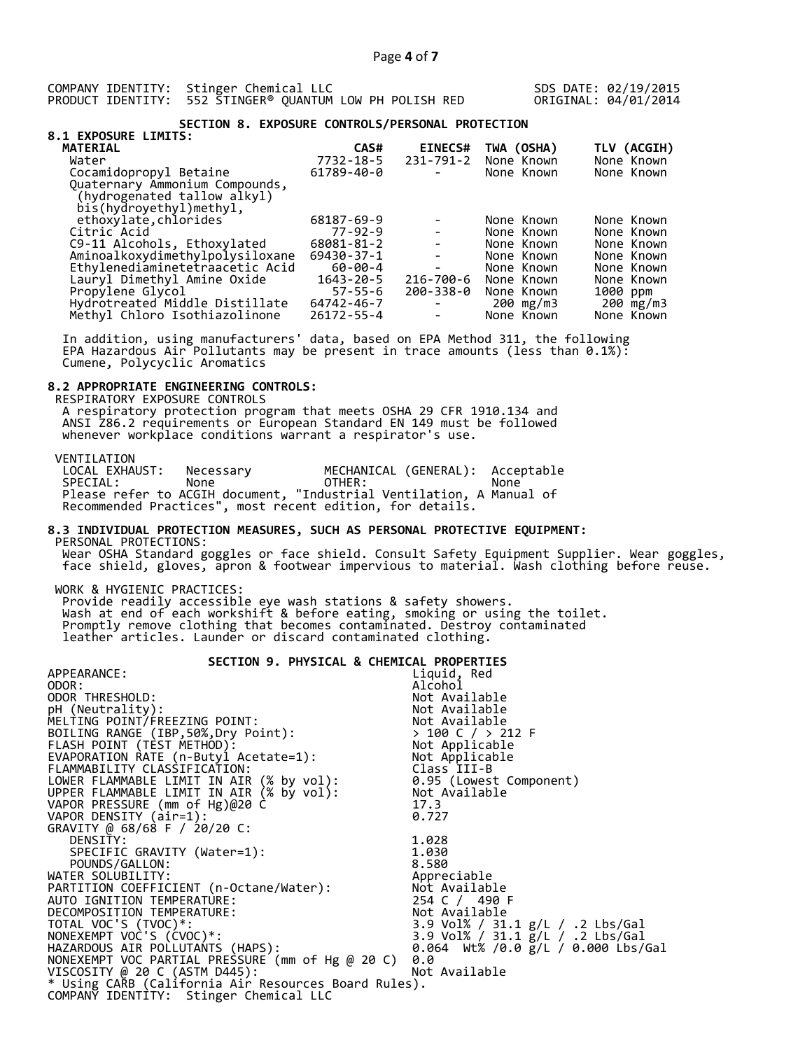COMPANY IDENTITY: Stinger Chemical LLC
PRODUCT IDENTITY: 552 STINGER® QUANTUM LOW PH POLISH RED

SDS DATE: 02/19/2015
ORIGINAL: 04/01/2014

## SECTION 8. EXPOSURE CONTROLS/PERSONAL PROTECTION

### 8.1 EXPOSURE LIMITS:

| MATERIAL | CAS# | EINECS# | TWA (OSHA) | TLV (ACGIH) |
|---|---|---|---|---|
| Water | 7732-18-5 | 231-791-2 | None Known | None Known |
| Cocamidopropyl Betaine | 61789-40-0 | - | None Known | None Known |
| Quaternary Ammonium Compounds, (hydrogenated tallow alkyl) bis(hydroyethyl)methyl, ethoxylate,chlorides | 68187-69-9 | - | None Known | None Known |
| Citric Acid | 77-92-9 | - | None Known | None Known |
| C9-11 Alcohols, Ethoxylated | 68081-81-2 | - | None Known | None Known |
| Aminoalkoxydimethylpolysiloxane | 69430-37-1 | - | None Known | None Known |
| Ethylenediaminetetraacetic Acid | 60-00-4 | - | None Known | None Known |
| Lauryl Dimethyl Amine Oxide | 1643-20-5 | 216-700-6 | None Known | None Known |
| Propylene Glycol | 57-55-6 | 200-338-0 | None Known | 1000 ppm |
| Hydrotreated Middle Distillate | 64742-46-7 | - | 200 mg/m3 | 200 mg/m3 |
| Methyl Chloro Isothiazolinone | 26172-55-4 | - | None Known | None Known |

In addition, using manufacturers' data, based on EPA Method 311, the following EPA Hazardous Air Pollutants may be present in trace amounts (less than 0.1%): Cumene, Polycyclic Aromatics

### 8.2 APPROPRIATE ENGINEERING CONTROLS:

RESPIRATORY EXPOSURE CONTROLS
A respiratory protection program that meets OSHA 29 CFR 1910.134 and ANSI Z86.2 requirements or European Standard EN 149 must be followed whenever workplace conditions warrant a respirator's use.

VENTILATION

| | | | |
|---|---|---|---|
| LOCAL EXHAUST: | Necessary | MECHANICAL (GENERAL): | Acceptable |
| SPECIAL: | None | OTHER: | None |

Please refer to ACGIH document, "Industrial Ventilation, A Manual of Recommended Practices", most recent edition, for details.

### 8.3 INDIVIDUAL PROTECTION MEASURES, SUCH AS PERSONAL PROTECTIVE EQUIPMENT:

PERSONAL PROTECTIONS:
Wear OSHA Standard goggles or face shield. Consult Safety Equipment Supplier. Wear goggles, face shield, gloves, apron & footwear impervious to material. Wash clothing before reuse.

WORK & HYGIENIC PRACTICES:
Provide readily accessible eye wash stations & safety showers. Wash at end of each workshift & before eating, smoking or using the toilet. Promptly remove clothing that becomes contaminated. Destroy contaminated leather articles. Launder or discard contaminated clothing.

## SECTION 9. PHYSICAL & CHEMICAL PROPERTIES

| | |
|---|---|
| APPEARANCE: | Liquid, Red |
| ODOR: | Alcohol |
| ODOR THRESHOLD: | Not Available |
| pH (Neutrality): | Not Available |
| MELTING POINT/FREEZING POINT: | Not Available |
| BOILING RANGE (IBP,50%,Dry Point): | > 100 C / > 212 F |
| FLASH POINT (TEST METHOD): | Not Applicable |
| EVAPORATION RATE (n-Butyl Acetate=1): | Not Applicable |
| FLAMMABILITY CLASSIFICATION: | Class III-B |
| LOWER FLAMMABLE LIMIT IN AIR (% by vol): | 0.95 (Lowest Component) |
| UPPER FLAMMABLE LIMIT IN AIR (% by vol): | Not Available |
| VAPOR PRESSURE (mm of Hg)@20 C | 17.3 |
| VAPOR DENSITY (air=1): | 0.727 |
| GRAVITY @ 68/68 F / 20/20 C: | |
| DENSITY: | 1.028 |
| SPECIFIC GRAVITY (Water=1): | 1.030 |
| POUNDS/GALLON: | 8.580 |
| WATER SOLUBILITY: | Appreciable |
| PARTITION COEFFICIENT (n-Octane/Water): | Not Available |
| AUTO IGNITION TEMPERATURE: | 254 C / 490 F |
| DECOMPOSITION TEMPERATURE: | Not Available |
| TOTAL VOC'S (TVOC)*: | 3.9 Vol% / 31.1 g/L / .2 Lbs/Gal |
| NONEXEMPT VOC'S (CVOC)*: | 3.9 Vol% / 31.1 g/L / .2 Lbs/Gal |
| HAZARDOUS AIR POLLUTANTS (HAPS): | 0.064 Wt% /0.0 g/L / 0.000 Lbs/Gal |
| NONEXEMPT VOC PARTIAL PRESSURE (mm of Hg @ 20 C) | 0.0 |
| VISCOSITY @ 20 C (ASTM D445): | Not Available |

* Using CARB (California Air Resources Board Rules).

COMPANY IDENTITY: Stinger Chemical LLC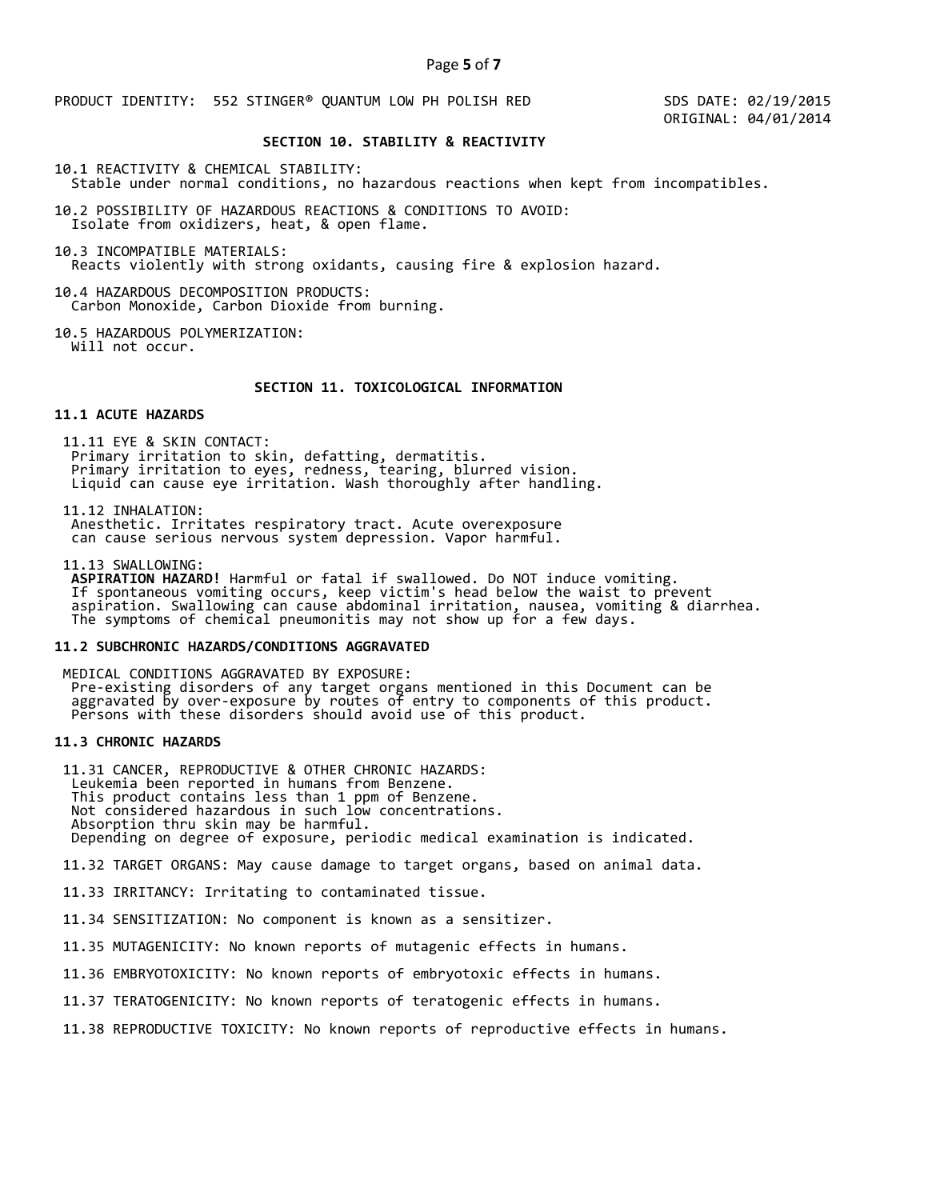PRODUCT IDENTITY: 552 STINGER® QUANTUM LOW PH POLISH RED

SDS DATE: 02/19/2015
ORIGINAL: 04/01/2014

## SECTION 10. STABILITY & REACTIVITY

10.1 REACTIVITY & CHEMICAL STABILITY:
Stable under normal conditions, no hazardous reactions when kept from incompatibles.

10.2 POSSIBILITY OF HAZARDOUS REACTIONS & CONDITIONS TO AVOID:
Isolate from oxidizers, heat, & open flame.

10.3 INCOMPATIBLE MATERIALS:
Reacts violently with strong oxidants, causing fire & explosion hazard.

10.4 HAZARDOUS DECOMPOSITION PRODUCTS:
Carbon Monoxide, Carbon Dioxide from burning.

10.5 HAZARDOUS POLYMERIZATION:
Will not occur.

## SECTION 11. TOXICOLOGICAL INFORMATION

### 11.1 ACUTE HAZARDS

11.11 EYE & SKIN CONTACT:
Primary irritation to skin, defatting, dermatitis.
Primary irritation to eyes, redness, tearing, blurred vision.
Liquid can cause eye irritation. Wash thoroughly after handling.

11.12 INHALATION:
Anesthetic. Irritates respiratory tract. Acute overexposure can cause serious nervous system depression. Vapor harmful.

11.13 SWALLOWING:
**ASPIRATION HAZARD!** Harmful or fatal if swallowed. Do NOT induce vomiting. If spontaneous vomiting occurs, keep victim's head below the waist to prevent aspiration. Swallowing can cause abdominal irritation, nausea, vomiting & diarrhea. The symptoms of chemical pneumonitis may not show up for a few days.

### 11.2 SUBCHRONIC HAZARDS/CONDITIONS AGGRAVATED

MEDICAL CONDITIONS AGGRAVATED BY EXPOSURE:
Pre-existing disorders of any target organs mentioned in this Document can be aggravated by over-exposure by routes of entry to components of this product. Persons with these disorders should avoid use of this product.

### 11.3 CHRONIC HAZARDS

11.31 CANCER, REPRODUCTIVE & OTHER CHRONIC HAZARDS:
Leukemia been reported in humans from Benzene.
This product contains less than 1 ppm of Benzene.
Not considered hazardous in such low concentrations.
Absorption thru skin may be harmful.
Depending on degree of exposure, periodic medical examination is indicated.

11.32 TARGET ORGANS: May cause damage to target organs, based on animal data.

11.33 IRRITANCY: Irritating to contaminated tissue.

11.34 SENSITIZATION: No component is known as a sensitizer.

11.35 MUTAGENICITY: No known reports of mutagenic effects in humans.

11.36 EMBRYOTOXICITY: No known reports of embryotoxic effects in humans.

11.37 TERATOGENICITY: No known reports of teratogenic effects in humans.

11.38 REPRODUCTIVE TOXICITY: No known reports of reproductive effects in humans.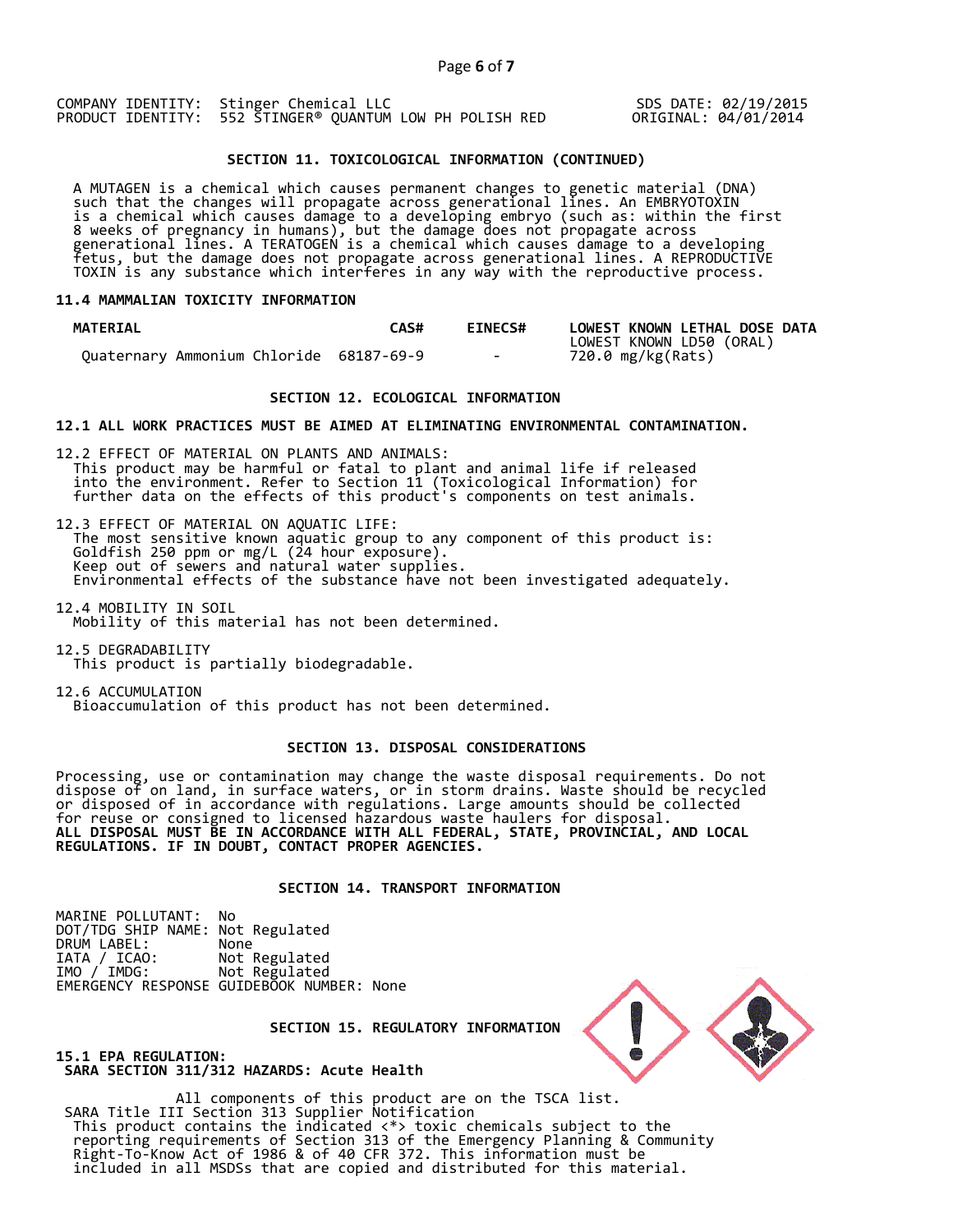COMPANY IDENTITY: Stinger Chemical LLC
PRODUCT IDENTITY: 552 STINGER® QUANTUM LOW PH POLISH RED

SDS DATE: 02/19/2015
ORIGINAL: 04/01/2014

## SECTION 11. TOXICOLOGICAL INFORMATION (CONTINUED)

A MUTAGEN is a chemical which causes permanent changes to genetic material (DNA) such that the changes will propagate across generational lines. An EMBRYOTOXIN is a chemical which causes damage to a developing embryo (such as: within the first 8 weeks of pregnancy in humans), but the damage does not propagate across generational lines. A TERATOGEN is a chemical which causes damage to a developing fetus, but the damage does not propagate across generational lines. A REPRODUCTIVE TOXIN is any substance which interferes in any way with the reproductive process.

### 11.4 MAMMALIAN TOXICITY INFORMATION

| MATERIAL | CAS# | EINECS# | LOWEST KNOWN LETHAL DOSE DATA<br>LOWEST KNOWN LD50 (ORAL) |
|---|---|---|---|
| Quaternary Ammonium Chloride | 68187-69-9 | - | 720.0 mg/kg(Rats) |

## SECTION 12. ECOLOGICAL INFORMATION

### 12.1 ALL WORK PRACTICES MUST BE AIMED AT ELIMINATING ENVIRONMENTAL CONTAMINATION.

12.2 EFFECT OF MATERIAL ON PLANTS AND ANIMALS:
This product may be harmful or fatal to plant and animal life if released into the environment. Refer to Section 11 (Toxicological Information) for further data on the effects of this product's components on test animals.

12.3 EFFECT OF MATERIAL ON AQUATIC LIFE:
The most sensitive known aquatic group to any component of this product is:
Goldfish 250 ppm or mg/L (24 hour exposure).
Keep out of sewers and natural water supplies.
Environmental effects of the substance have not been investigated adequately.

12.4 MOBILITY IN SOIL
Mobility of this material has not been determined.

12.5 DEGRADABILITY
This product is partially biodegradable.

12.6 ACCUMULATION
Bioaccumulation of this product has not been determined.

## SECTION 13. DISPOSAL CONSIDERATIONS

Processing, use or contamination may change the waste disposal requirements. Do not dispose of on land, in surface waters, or in storm drains. Waste should be recycled or disposed of in accordance with regulations. Large amounts should be collected for reuse or consigned to licensed hazardous waste haulers for disposal.
**ALL DISPOSAL MUST BE IN ACCORDANCE WITH ALL FEDERAL, STATE, PROVINCIAL, AND LOCAL REGULATIONS. IF IN DOUBT, CONTACT PROPER AGENCIES.**

## SECTION 14. TRANSPORT INFORMATION

MARINE POLLUTANT: No
DOT/TDG SHIP NAME: Not Regulated
DRUM LABEL: None
IATA / ICAO: Not Regulated
IMO / IMDG: Not Regulated
EMERGENCY RESPONSE GUIDEBOOK NUMBER: None

## SECTION 15. REGULATORY INFORMATION

### 15.1 EPA REGULATION:
**SARA SECTION 311/312 HAZARDS: Acute Health**

All components of this product are on the TSCA list.
SARA Title III Section 313 Supplier Notification
This product contains the indicated <*> toxic chemicals subject to the reporting requirements of Section 313 of the Emergency Planning & Community Right-To-Know Act of 1986 & of 40 CFR 372. This information must be included in all MSDSs that are copied and distributed for this material.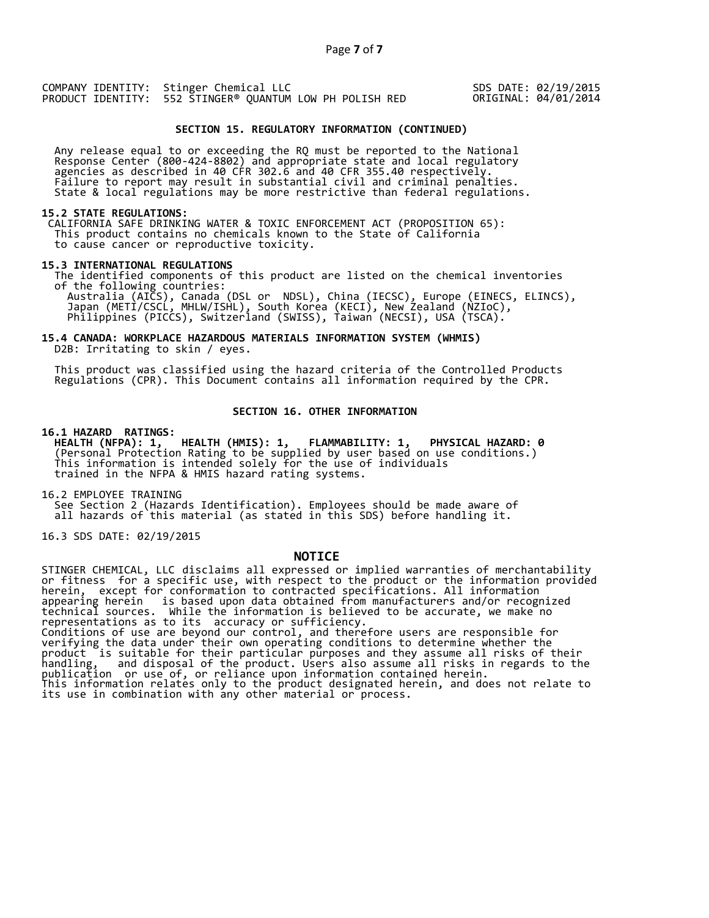COMPANY IDENTITY: Stinger Chemical LLC
PRODUCT IDENTITY: 552 STINGER® QUANTUM LOW PH POLISH RED

SDS DATE: 02/19/2015
ORIGINAL: 04/01/2014

## SECTION 15. REGULATORY INFORMATION (CONTINUED)

Any release equal to or exceeding the RQ must be reported to the National Response Center (800-424-8802) and appropriate state and local regulatory agencies as described in 40 CFR 302.6 and 40 CFR 355.40 respectively. Failure to report may result in substantial civil and criminal penalties. State & local regulations may be more restrictive than federal regulations.

**15.2 STATE REGULATIONS:**

CALIFORNIA SAFE DRINKING WATER & TOXIC ENFORCEMENT ACT (PROPOSITION 65):
This product contains no chemicals known to the State of California to cause cancer or reproductive toxicity.

**15.3 INTERNATIONAL REGULATIONS**

The identified components of this product are listed on the chemical inventories of the following countries:
Australia (AICS), Canada (DSL or NDSL), China (IECSC), Europe (EINECS, ELINCS), Japan (METI/CSCL, MHLW/ISHL), South Korea (KECI), New Zealand (NZIoC), Philippines (PICCS), Switzerland (SWISS), Taiwan (NECSI), USA (TSCA).

**15.4 CANADA: WORKPLACE HAZARDOUS MATERIALS INFORMATION SYSTEM (WHMIS)**

D2B: Irritating to skin / eyes.

This product was classified using the hazard criteria of the Controlled Products Regulations (CPR). This Document contains all information required by the CPR.

## SECTION 16. OTHER INFORMATION

**16.1 HAZARD RATINGS:**

**HEALTH (NFPA): 1, HEALTH (HMIS): 1, FLAMMABILITY: 1, PHYSICAL HAZARD: 0**
(Personal Protection Rating to be supplied by user based on use conditions.)
This information is intended solely for the use of individuals trained in the NFPA & HMIS hazard rating systems.

16.2 EMPLOYEE TRAINING

See Section 2 (Hazards Identification). Employees should be made aware of all hazards of this material (as stated in this SDS) before handling it.

16.3 SDS DATE: 02/19/2015

## NOTICE

STINGER CHEMICAL, LLC disclaims all expressed or implied warranties of merchantability or fitness for a specific use, with respect to the product or the information provided herein, except for conformation to contracted specifications. All information appearing herein is based upon data obtained from manufacturers and/or recognized technical sources. While the information is believed to be accurate, we make no representations as to its accuracy or sufficiency.
Conditions of use are beyond our control, and therefore users are responsible for verifying the data under their own operating conditions to determine whether the product is suitable for their particular purposes and they assume all risks of their handling, and disposal of the product. Users also assume all risks in regards to the publication or use of, or reliance upon information contained herein.
This information relates only to the product designated herein, and does not relate to its use in combination with any other material or process.